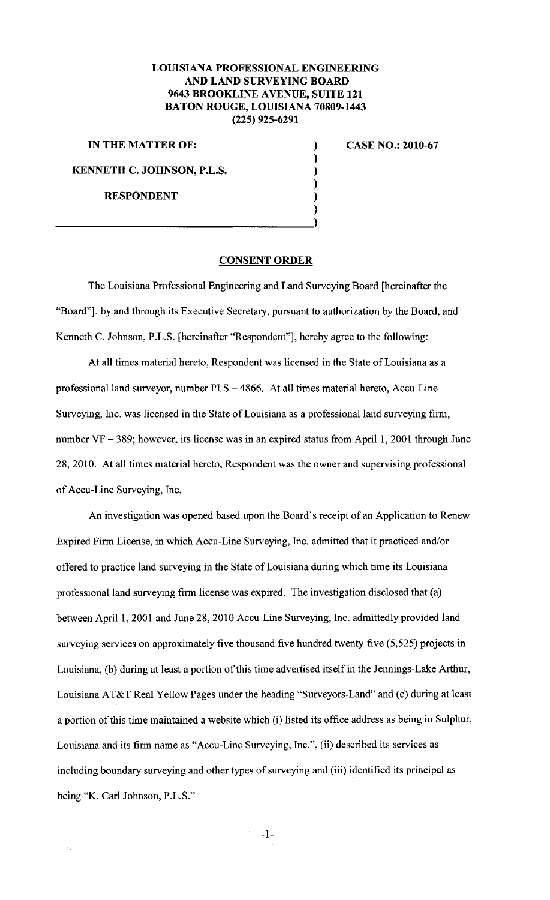**LOUISIANA PROFESSIONAL ENGINEERING**
**AND LAND SURVEYING BOARD**
**9643 BROOKLINE AVENUE, SUITE 121**
**BATON ROUGE, LOUISIANA 70809-1443**
**(225) 925-6291**

**IN THE MATTER OF:**

**KENNETH C. JOHNSON, P.L.S.**

**RESPONDENT**

**CASE NO.: 2010-67**

## CONSENT ORDER

The Louisiana Professional Engineering and Land Surveying Board [hereinafter the "Board"], by and through its Executive Secretary, pursuant to authorization by the Board, and Kenneth C. Johnson, P.L.S. [hereinafter "Respondent"], hereby agree to the following:

At all times material hereto, Respondent was licensed in the State of Louisiana as a professional land surveyor, number PLS – 4866. At all times material hereto, Accu-Line Surveying, Inc. was licensed in the State of Louisiana as a professional land surveying firm, number VF – 389; however, its license was in an expired status from April 1, 2001 through June 28, 2010. At all times material hereto, Respondent was the owner and supervising professional of Accu-Line Surveying, Inc.

An investigation was opened based upon the Board's receipt of an Application to Renew Expired Firm License, in which Accu-Line Surveying, Inc. admitted that it practiced and/or offered to practice land surveying in the State of Louisiana during which time its Louisiana professional land surveying firm license was expired. The investigation disclosed that (a) between April 1, 2001 and June 28, 2010 Accu-Line Surveying, Inc. admittedly provided land surveying services on approximately five thousand five hundred twenty-five (5,525) projects in Louisiana, (b) during at least a portion of this time advertised itself in the Jennings-Lake Arthur, Louisiana AT&T Real Yellow Pages under the heading "Surveyors-Land" and (c) during at least a portion of this time maintained a website which (i) listed its office address as being in Sulphur, Louisiana and its firm name as "Accu-Line Surveying, Inc.", (ii) described its services as including boundary surveying and other types of surveying and (iii) identified its principal as being "K. Carl Johnson, P.L.S."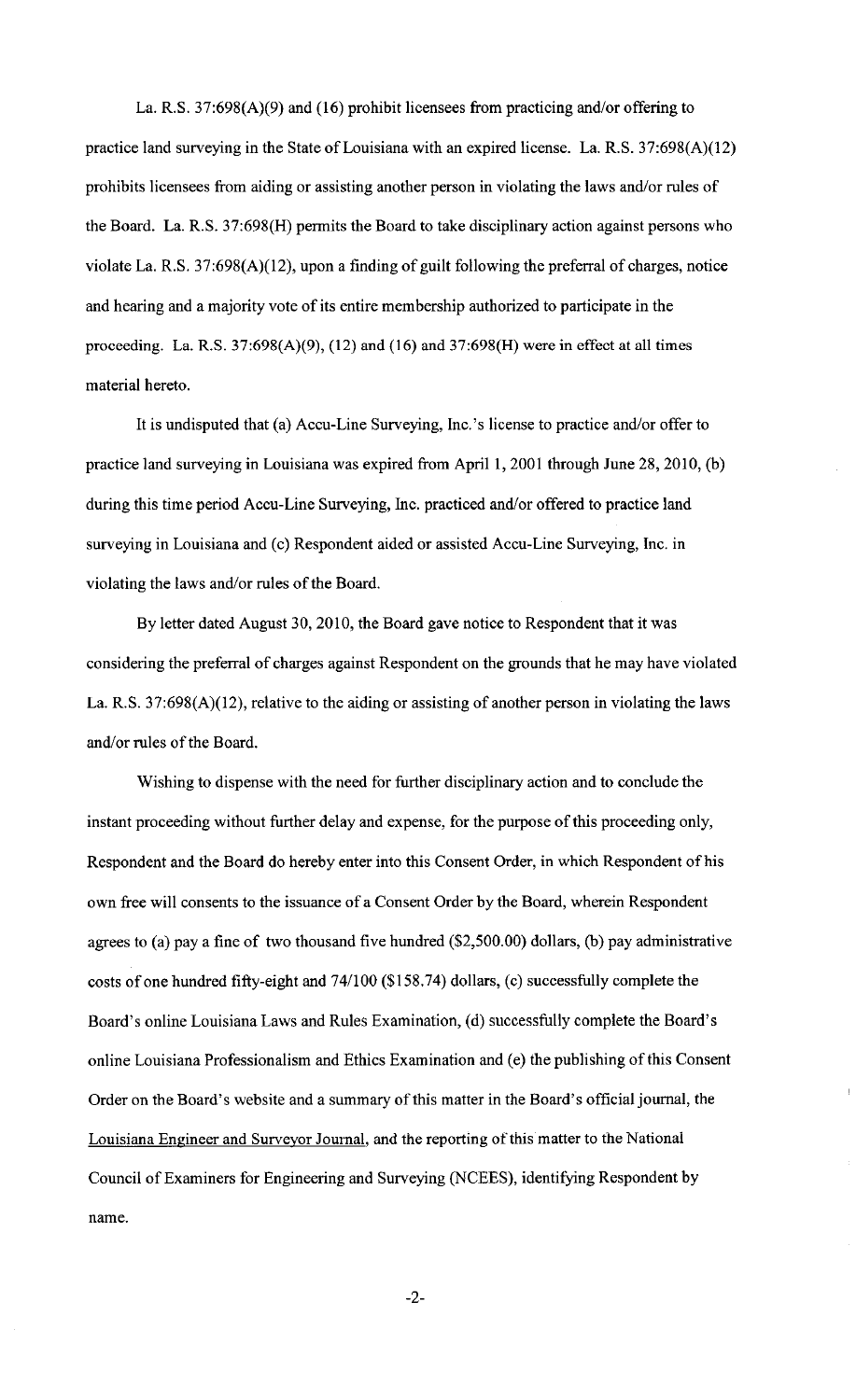La. R.S. 37:698(A)(9) and (16) prohibit licensees from practicing and/or offering to practice land surveying in the State of Louisiana with an expired license. La. R.S. 37:698(A)(12) prohibits licensees from aiding or assisting another person in violating the laws and/or rules of the Board. La. R.S. 37:698(H) permits the Board to take disciplinary action against persons who violate La. R.S. 37:698(A)(12), upon a finding of guilt following the preferral of charges, notice and hearing and a majority vote of its entire membership authorized to participate in the proceeding. La. R.S. 37:698(A)(9), (12) and (16) and 37:698(H) were in effect at all times material hereto.

It is undisputed that (a) Accu-Line Surveying, Inc.'s license to practice and/or offer to practice land surveying in Louisiana was expired from April 1, 2001 through June 28, 2010, (b) during this time period Accu-Line Surveying, Inc. practiced and/or offered to practice land surveying in Louisiana and (c) Respondent aided or assisted Accu-Line Surveying, Inc. in violating the laws and/or rules of the Board.

By letter dated August 30, 2010, the Board gave notice to Respondent that it was considering the preferral of charges against Respondent on the grounds that he may have violated La. R.S. 37:698(A)(12), relative to the aiding or assisting of another person in violating the laws and/or rules of the Board.

Wishing to dispense with the need for further disciplinary action and to conclude the instant proceeding without further delay and expense, for the purpose of this proceeding only, Respondent and the Board do hereby enter into this Consent Order, in which Respondent of his own free will consents to the issuance of a Consent Order by the Board, wherein Respondent agrees to (a) pay a fine of two thousand five hundred ($2,500.00) dollars, (b) pay administrative costs of one hundred fifty-eight and 74/100 ($158.74) dollars, (c) successfully complete the Board's online Louisiana Laws and Rules Examination, (d) successfully complete the Board's online Louisiana Professionalism and Ethics Examination and (e) the publishing of this Consent Order on the Board's website and a summary of this matter in the Board's official journal, the Louisiana Engineer and Surveyor Journal, and the reporting of this matter to the National Council of Examiners for Engineering and Surveying (NCEES), identifying Respondent by name.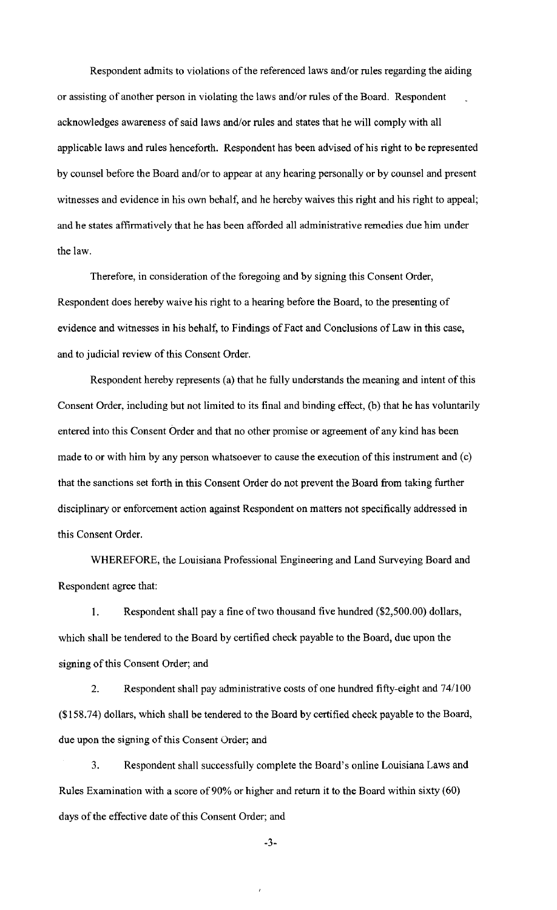Respondent admits to violations of the referenced laws and/or rules regarding the aiding or assisting of another person in violating the laws and/or rules of the Board. Respondent acknowledges awareness of said laws and/or rules and states that he will comply with all applicable laws and rules henceforth. Respondent has been advised of his right to be represented by counsel before the Board and/or to appear at any hearing personally or by counsel and present witnesses and evidence in his own behalf, and he hereby waives this right and his right to appeal; and he states affirmatively that he has been afforded all administrative remedies due him under the law.

Therefore, in consideration of the foregoing and by signing this Consent Order, Respondent does hereby waive his right to a hearing before the Board, to the presenting of evidence and witnesses in his behalf, to Findings of Fact and Conclusions of Law in this case, and to judicial review of this Consent Order.

Respondent hereby represents (a) that he fully understands the meaning and intent of this Consent Order, including but not limited to its final and binding effect, (b) that he has voluntarily entered into this Consent Order and that no other promise or agreement of any kind has been made to or with him by any person whatsoever to cause the execution of this instrument and (c) that the sanctions set forth in this Consent Order do not prevent the Board from taking further disciplinary or enforcement action against Respondent on matters not specifically addressed in this Consent Order.

WHEREFORE, the Louisiana Professional Engineering and Land Surveying Board and Respondent agree that:

1. Respondent shall pay a fine of two thousand five hundred ($2,500.00) dollars, which shall be tendered to the Board by certified check payable to the Board, due upon the signing of this Consent Order; and

2. Respondent shall pay administrative costs of one hundred fifty-eight and 74/100 ($158.74) dollars, which shall be tendered to the Board by certified check payable to the Board, due upon the signing of this Consent Order; and

3. Respondent shall successfully complete the Board's online Louisiana Laws and Rules Examination with a score of 90% or higher and return it to the Board within sixty (60) days of the effective date of this Consent Order; and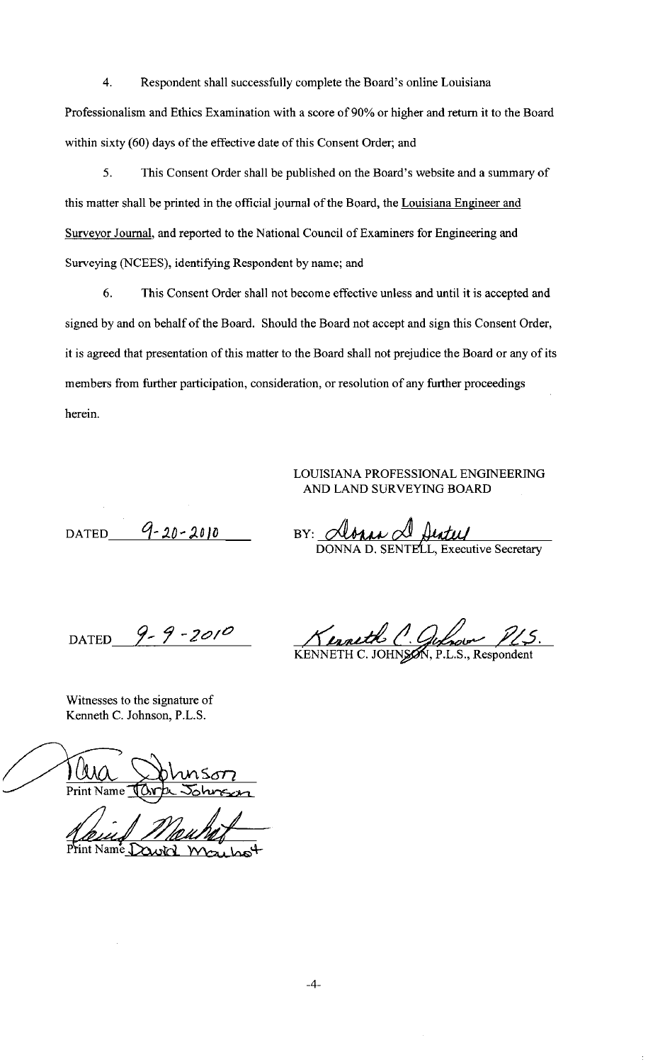4. Respondent shall successfully complete the Board's online Louisiana Professionalism and Ethics Examination with a score of 90% or higher and return it to the Board within sixty (60) days of the effective date of this Consent Order; and

5. This Consent Order shall be published on the Board's website and a summary of this matter shall be printed in the official journal of the Board, the Louisiana Engineer and Surveyor Journal, and reported to the National Council of Examiners for Engineering and Surveying (NCEES), identifying Respondent by name; and

6. This Consent Order shall not become effective unless and until it is accepted and signed by and on behalf of the Board. Should the Board not accept and sign this Consent Order, it is agreed that presentation of this matter to the Board shall not prejudice the Board or any of its members from further participation, consideration, or resolution of any further proceedings herein.

LOUISIANA PROFESSIONAL ENGINEERING AND LAND SURVEYING BOARD

DATED 9-20-2010

BY: Donna D. Sentell
DONNA D. SENTELL, Executive Secretary

DATED 9-9-2010

Kenneth C. Johnson P.L.S.
KENNETH C. JOHNSON, P.L.S., Respondent

Witnesses to the signature of Kenneth C. Johnson, P.L.S.

Tara Johnson
Print Name Tara Johnson

David Mouhot
Print Name David Mouhot